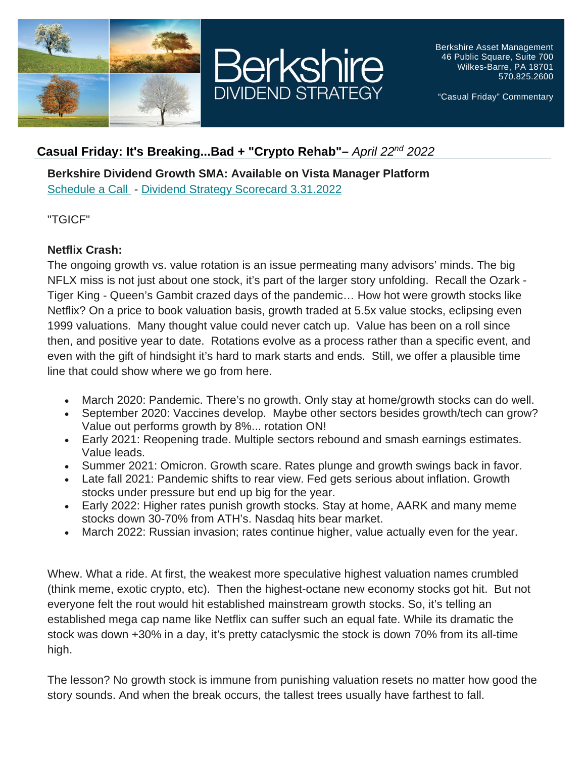Berkshire
DIVIDEND STRATEGY

Berkshire Asset Management
46 Public Square, Suite 700
Wilkes-Barre, PA 18701
570.825.2600

"Casual Friday" Commentary

# Casual Friday: It's Breaking...Bad + "Crypto Rehab"– *April 22nd 2022*

**Berkshire Dividend Growth SMA: Available on Vista Manager Platform**

Schedule a Call - Dividend Strategy Scorecard 3.31.2022

"TGICF"

**Netflix Crash:**

The ongoing growth vs. value rotation is an issue permeating many advisors' minds. The big NFLX miss is not just about one stock, it's part of the larger story unfolding. Recall the Ozark - Tiger King - Queen's Gambit crazed days of the pandemic… How hot were growth stocks like Netflix? On a price to book valuation basis, growth traded at 5.5x value stocks, eclipsing even 1999 valuations. Many thought value could never catch up. Value has been on a roll since then, and positive year to date. Rotations evolve as a process rather than a specific event, and even with the gift of hindsight it's hard to mark starts and ends. Still, we offer a plausible time line that could show where we go from here.

- March 2020: Pandemic. There's no growth. Only stay at home/growth stocks can do well.
- September 2020: Vaccines develop. Maybe other sectors besides growth/tech can grow? Value out performs growth by 8%... rotation ON!
- Early 2021: Reopening trade. Multiple sectors rebound and smash earnings estimates. Value leads.
- Summer 2021: Omicron. Growth scare. Rates plunge and growth swings back in favor.
- Late fall 2021: Pandemic shifts to rear view. Fed gets serious about inflation. Growth stocks under pressure but end up big for the year.
- Early 2022: Higher rates punish growth stocks. Stay at home, AARK and many meme stocks down 30-70% from ATH's. Nasdaq hits bear market.
- March 2022: Russian invasion; rates continue higher, value actually even for the year.

Whew. What a ride. At first, the weakest more speculative highest valuation names crumbled (think meme, exotic crypto, etc). Then the highest-octane new economy stocks got hit. But not everyone felt the rout would hit established mainstream growth stocks. So, it's telling an established mega cap name like Netflix can suffer such an equal fate. While its dramatic the stock was down +30% in a day, it's pretty cataclysmic the stock is down 70% from its all-time high.

The lesson? No growth stock is immune from punishing valuation resets no matter how good the story sounds. And when the break occurs, the tallest trees usually have farthest to fall.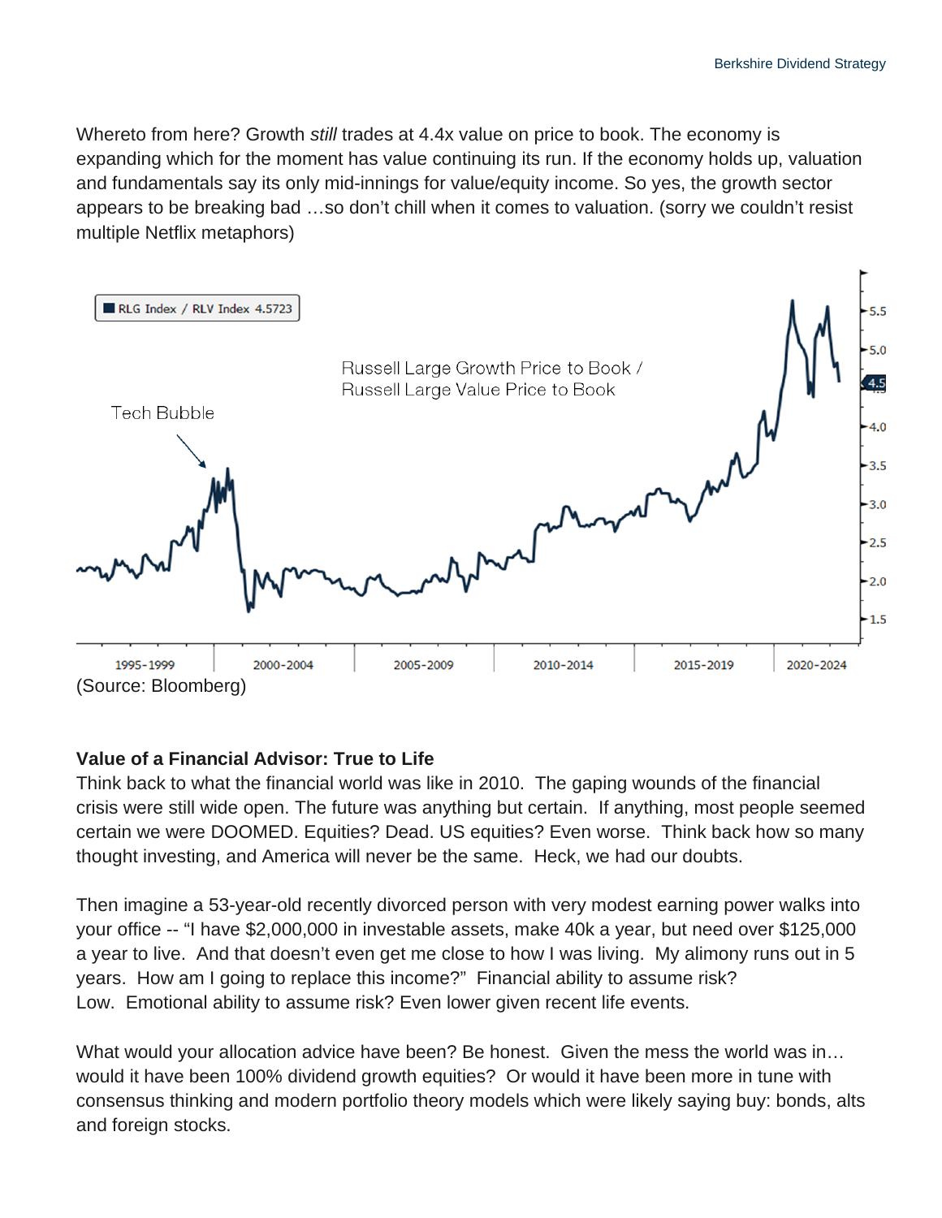Whereto from here? Growth *still* trades at 4.4x value on price to book. The economy is expanding which for the moment has value continuing its run. If the economy holds up, valuation and fundamentals say its only mid-innings for value/equity income. So yes, the growth sector appears to be breaking bad …so don't chill when it comes to valuation. (sorry we couldn't resist multiple Netflix metaphors)

(Source: Bloomberg)

**Value of a Financial Advisor: True to Life**

Think back to what the financial world was like in 2010. The gaping wounds of the financial crisis were still wide open. The future was anything but certain. If anything, most people seemed certain we were DOOMED. Equities? Dead. US equities? Even worse. Think back how so many thought investing, and America will never be the same. Heck, we had our doubts.

Then imagine a 53-year-old recently divorced person with very modest earning power walks into your office -- "I have $2,000,000 in investable assets, make 40k a year, but need over $125,000 a year to live. And that doesn't even get me close to how I was living. My alimony runs out in 5 years. How am I going to replace this income?" Financial ability to assume risk? Low. Emotional ability to assume risk? Even lower given recent life events.

What would your allocation advice have been? Be honest. Given the mess the world was in… would it have been 100% dividend growth equities? Or would it have been more in tune with consensus thinking and modern portfolio theory models which were likely saying buy: bonds, alts and foreign stocks.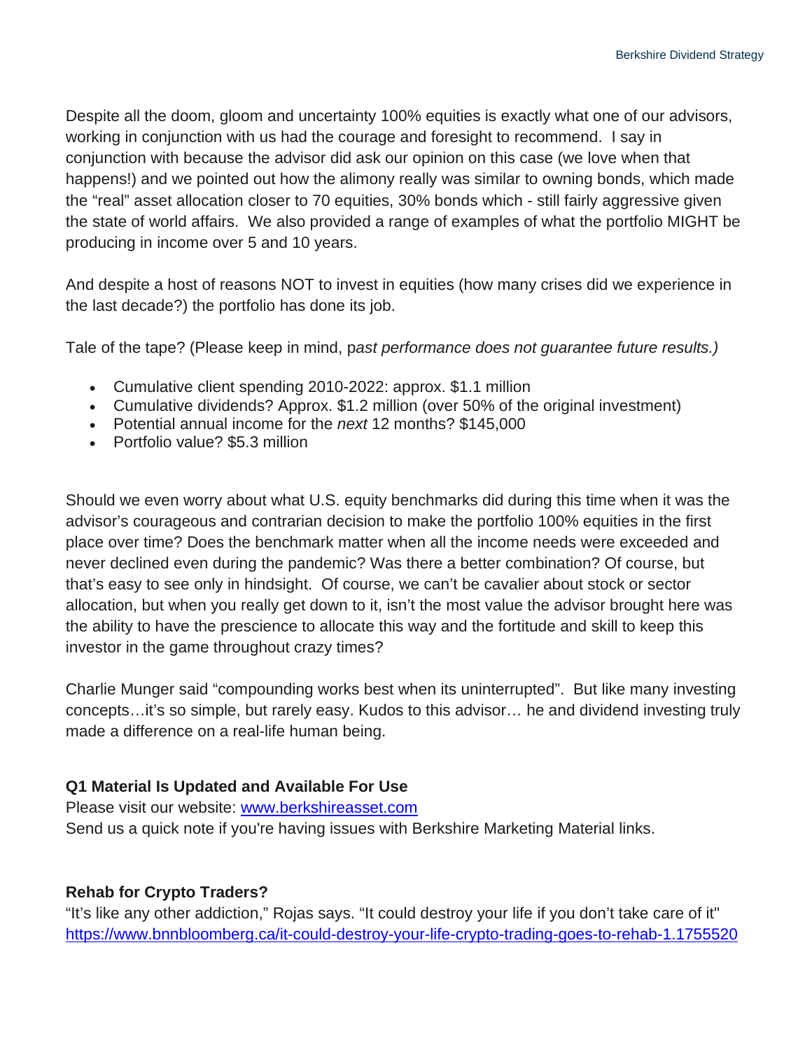Despite all the doom, gloom and uncertainty 100% equities is exactly what one of our advisors, working in conjunction with us had the courage and foresight to recommend. I say in conjunction with because the advisor did ask our opinion on this case (we love when that happens!) and we pointed out how the alimony really was similar to owning bonds, which made the "real" asset allocation closer to 70 equities, 30% bonds which - still fairly aggressive given the state of world affairs. We also provided a range of examples of what the portfolio MIGHT be producing in income over 5 and 10 years.

And despite a host of reasons NOT to invest in equities (how many crises did we experience in the last decade?) the portfolio has done its job.

Tale of the tape? (Please keep in mind, p*ast performance does not guarantee future results.)*

- Cumulative client spending 2010-2022: approx. $1.1 million
- Cumulative dividends? Approx. $1.2 million (over 50% of the original investment)
- Potential annual income for the *next* 12 months? $145,000
- Portfolio value? $5.3 million

Should we even worry about what U.S. equity benchmarks did during this time when it was the advisor's courageous and contrarian decision to make the portfolio 100% equities in the first place over time? Does the benchmark matter when all the income needs were exceeded and never declined even during the pandemic? Was there a better combination? Of course, but that's easy to see only in hindsight. Of course, we can't be cavalier about stock or sector allocation, but when you really get down to it, isn't the most value the advisor brought here was the ability to have the prescience to allocate this way and the fortitude and skill to keep this investor in the game throughout crazy times?

Charlie Munger said "compounding works best when its uninterrupted". But like many investing concepts…it's so simple, but rarely easy. Kudos to this advisor… he and dividend investing truly made a difference on a real-life human being.

**Q1 Material Is Updated and Available For Use**
Please visit our website: [www.berkshireasset.com](www.berkshireasset.com)
Send us a quick note if you're having issues with Berkshire Marketing Material links.

**Rehab for Crypto Traders?**
"It's like any other addiction," Rojas says. "It could destroy your life if you don't take care of it"
[https://www.bnnbloomberg.ca/it-could-destroy-your-life-crypto-trading-goes-to-rehab-1.1755520](https://www.bnnbloomberg.ca/it-could-destroy-your-life-crypto-trading-goes-to-rehab-1.1755520)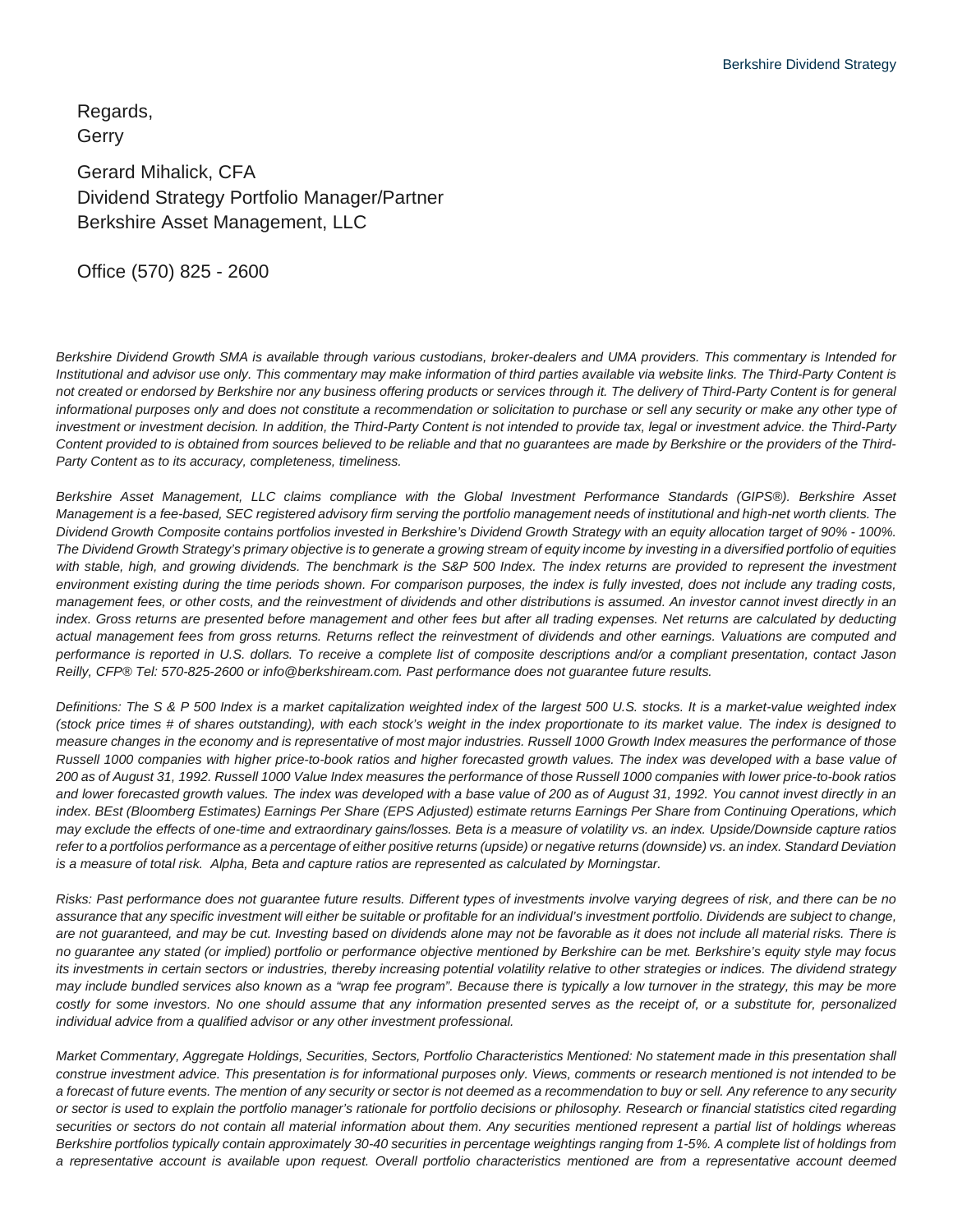Regards,
Gerry

Gerard Mihalick, CFA
Dividend Strategy Portfolio Manager/Partner
Berkshire Asset Management, LLC

Office (570) 825 - 2600

*Berkshire Dividend Growth SMA is available through various custodians, broker-dealers and UMA providers. This commentary is Intended for Institutional and advisor use only. This commentary may make information of third parties available via website links. The Third-Party Content is not created or endorsed by Berkshire nor any business offering products or services through it. The delivery of Third-Party Content is for general informational purposes only and does not constitute a recommendation or solicitation to purchase or sell any security or make any other type of investment or investment decision. In addition, the Third-Party Content is not intended to provide tax, legal or investment advice. the Third-Party Content provided to is obtained from sources believed to be reliable and that no guarantees are made by Berkshire or the providers of the Third-Party Content as to its accuracy, completeness, timeliness.*

*Berkshire Asset Management, LLC claims compliance with the Global Investment Performance Standards (GIPS®). Berkshire Asset Management is a fee-based, SEC registered advisory firm serving the portfolio management needs of institutional and high-net worth clients. The Dividend Growth Composite contains portfolios invested in Berkshire's Dividend Growth Strategy with an equity allocation target of 90% - 100%. The Dividend Growth Strategy's primary objective is to generate a growing stream of equity income by investing in a diversified portfolio of equities with stable, high, and growing dividends. The benchmark is the S&P 500 Index. The index returns are provided to represent the investment environment existing during the time periods shown. For comparison purposes, the index is fully invested, does not include any trading costs, management fees, or other costs, and the reinvestment of dividends and other distributions is assumed. An investor cannot invest directly in an index. Gross returns are presented before management and other fees but after all trading expenses. Net returns are calculated by deducting actual management fees from gross returns. Returns reflect the reinvestment of dividends and other earnings. Valuations are computed and performance is reported in U.S. dollars. To receive a complete list of composite descriptions and/or a compliant presentation, contact Jason Reilly, CFP® Tel: 570-825-2600 or info@berkshiream.com. Past performance does not guarantee future results.*

*Definitions: The S & P 500 Index is a market capitalization weighted index of the largest 500 U.S. stocks. It is a market-value weighted index (stock price times # of shares outstanding), with each stock's weight in the index proportionate to its market value. The index is designed to measure changes in the economy and is representative of most major industries. Russell 1000 Growth Index measures the performance of those Russell 1000 companies with higher price-to-book ratios and higher forecasted growth values. The index was developed with a base value of 200 as of August 31, 1992. Russell 1000 Value Index measures the performance of those Russell 1000 companies with lower price-to-book ratios and lower forecasted growth values. The index was developed with a base value of 200 as of August 31, 1992. You cannot invest directly in an index. BEst (Bloomberg Estimates) Earnings Per Share (EPS Adjusted) estimate returns Earnings Per Share from Continuing Operations, which may exclude the effects of one-time and extraordinary gains/losses. Beta is a measure of volatility vs. an index. Upside/Downside capture ratios refer to a portfolios performance as a percentage of either positive returns (upside) or negative returns (downside) vs. an index. Standard Deviation is a measure of total risk. Alpha, Beta and capture ratios are represented as calculated by Morningstar.*

*Risks: Past performance does not guarantee future results. Different types of investments involve varying degrees of risk, and there can be no assurance that any specific investment will either be suitable or profitable for an individual's investment portfolio. Dividends are subject to change, are not guaranteed, and may be cut. Investing based on dividends alone may not be favorable as it does not include all material risks. There is no guarantee any stated (or implied) portfolio or performance objective mentioned by Berkshire can be met. Berkshire's equity style may focus its investments in certain sectors or industries, thereby increasing potential volatility relative to other strategies or indices. The dividend strategy may include bundled services also known as a "wrap fee program". Because there is typically a low turnover in the strategy, this may be more costly for some investors. No one should assume that any information presented serves as the receipt of, or a substitute for, personalized individual advice from a qualified advisor or any other investment professional.*

*Market Commentary, Aggregate Holdings, Securities, Sectors, Portfolio Characteristics Mentioned: No statement made in this presentation shall construe investment advice. This presentation is for informational purposes only. Views, comments or research mentioned is not intended to be a forecast of future events. The mention of any security or sector is not deemed as a recommendation to buy or sell. Any reference to any security or sector is used to explain the portfolio manager's rationale for portfolio decisions or philosophy. Research or financial statistics cited regarding securities or sectors do not contain all material information about them. Any securities mentioned represent a partial list of holdings whereas Berkshire portfolios typically contain approximately 30-40 securities in percentage weightings ranging from 1-5%. A complete list of holdings from a representative account is available upon request. Overall portfolio characteristics mentioned are from a representative account deemed*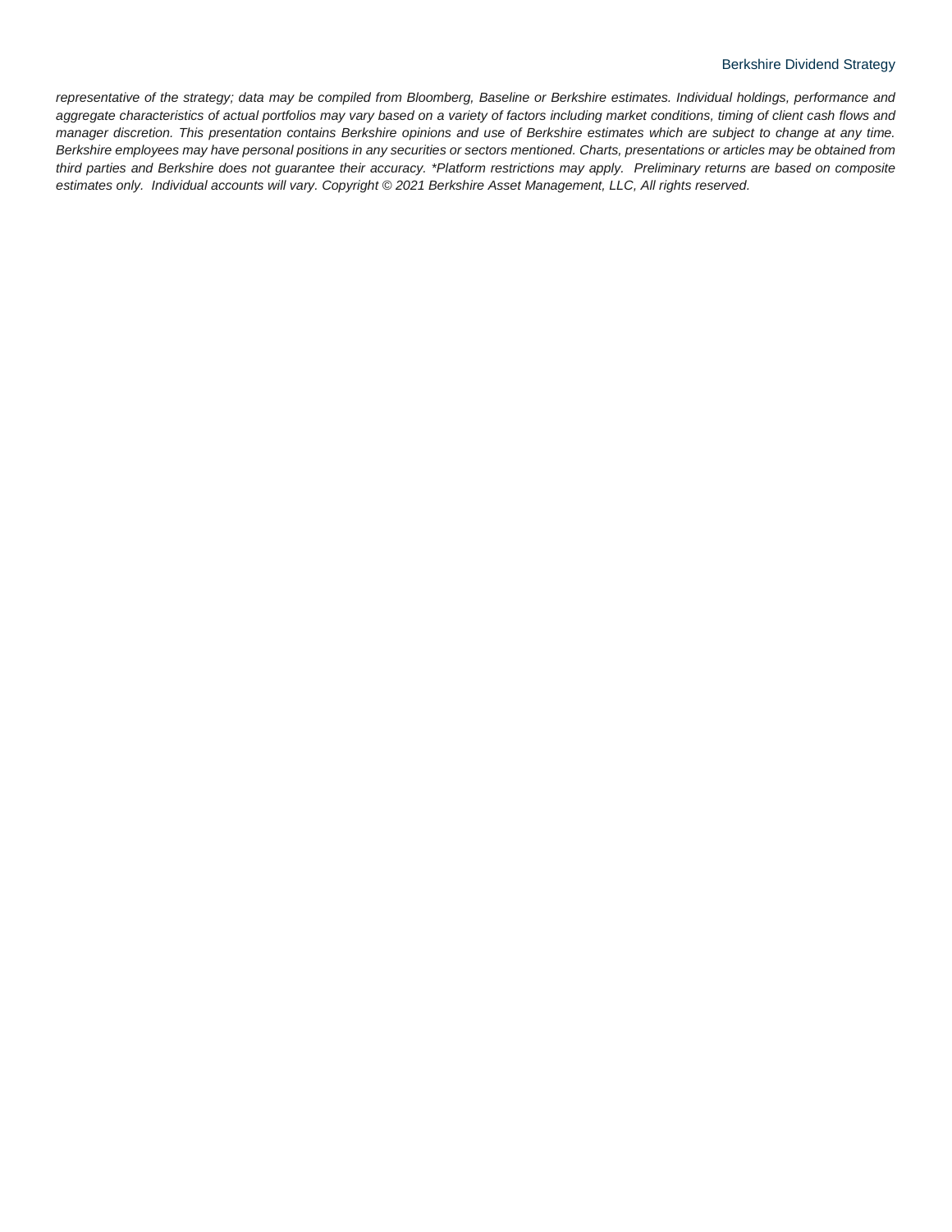*representative of the strategy; data may be compiled from Bloomberg, Baseline or Berkshire estimates. Individual holdings, performance and aggregate characteristics of actual portfolios may vary based on a variety of factors including market conditions, timing of client cash flows and manager discretion. This presentation contains Berkshire opinions and use of Berkshire estimates which are subject to change at any time. Berkshire employees may have personal positions in any securities or sectors mentioned. Charts, presentations or articles may be obtained from third parties and Berkshire does not guarantee their accuracy. *Platform restrictions may apply. Preliminary returns are based on composite estimates only. Individual accounts will vary. Copyright © 2021 Berkshire Asset Management, LLC, All rights reserved.*